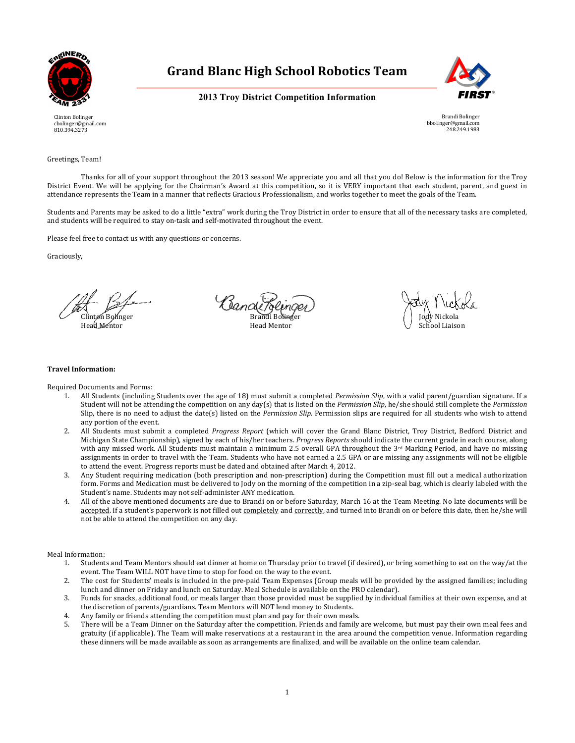# Grand Blanc High School Robotics Team

## 2013 Troy District Competition Information

Clinton Bolinger
cbolinger@gmail.com
810.394.3273

Brandi Bolinger
bbolinger@gmail.com
248.249.1983

Greetings, Team!

Thanks for all of your support throughout the 2013 season! We appreciate you and all that you do! Below is the information for the Troy District Event. We will be applying for the Chairman's Award at this competition, so it is VERY important that each student, parent, and guest in attendance represents the Team in a manner that reflects Gracious Professionalism, and works together to meet the goals of the Team.

Students and Parents may be asked to do a little "extra" work during the Troy District in order to ensure that all of the necessary tasks are completed, and students will be required to stay on-task and self-motivated throughout the event.

Please feel free to contact us with any questions or concerns.

Graciously,

Clinton Bolinger
Head Mentor

Brandi Bolinger
Head Mentor

Jody Nickola
School Liaison

**Travel Information:**

Required Documents and Forms:

1. All Students (including Students over the age of 18) must submit a completed *Permission Slip*, with a valid parent/guardian signature. If a Student will not be attending the competition on any day(s) that is listed on the *Permission Slip*, he/she should still complete the *Permission* Slip, there is no need to adjust the date(s) listed on the *Permission Slip*. Permission slips are required for all students who wish to attend any portion of the event.
2. All Students must submit a completed *Progress Report* (which will cover the Grand Blanc District, Troy District, Bedford District and Michigan State Championship), signed by each of his/her teachers. *Progress Reports* should indicate the current grade in each course, along with any missed work. All Students must maintain a minimum 2.5 overall GPA throughout the 3rd Marking Period, and have no missing assignments in order to travel with the Team. Students who have not earned a 2.5 GPA or are missing any assignments will not be eligible to attend the event. Progress reports must be dated and obtained after March 4, 2012.
3. Any Student requiring medication (both prescription and non-prescription) during the Competition must fill out a medical authorization form. Forms and Medication must be delivered to Jody on the morning of the competition in a zip-seal bag, which is clearly labeled with the Student's name. Students may not self-administer ANY medication.
4. All of the above mentioned documents are due to Brandi on or before Saturday, March 16 at the Team Meeting. No late documents will be accepted. If a student's paperwork is not filled out completely and correctly, and turned into Brandi on or before this date, then he/she will not be able to attend the competition on any day.

Meal Information:

1. Students and Team Mentors should eat dinner at home on Thursday prior to travel (if desired), or bring something to eat on the way/at the event. The Team WILL NOT have time to stop for food on the way to the event.
2. The cost for Students' meals is included in the pre-paid Team Expenses (Group meals will be provided by the assigned families; including lunch and dinner on Friday and lunch on Saturday. Meal Schedule is available on the PRO calendar).
3. Funds for snacks, additional food, or meals larger than those provided must be supplied by individual families at their own expense, and at the discretion of parents/guardians. Team Mentors will NOT lend money to Students.
4. Any family or friends attending the competition must plan and pay for their own meals.
5. There will be a Team Dinner on the Saturday after the competition. Friends and family are welcome, but must pay their own meal fees and gratuity (if applicable). The Team will make reservations at a restaurant in the area around the competition venue. Information regarding these dinners will be made available as soon as arrangements are finalized, and will be available on the online team calendar.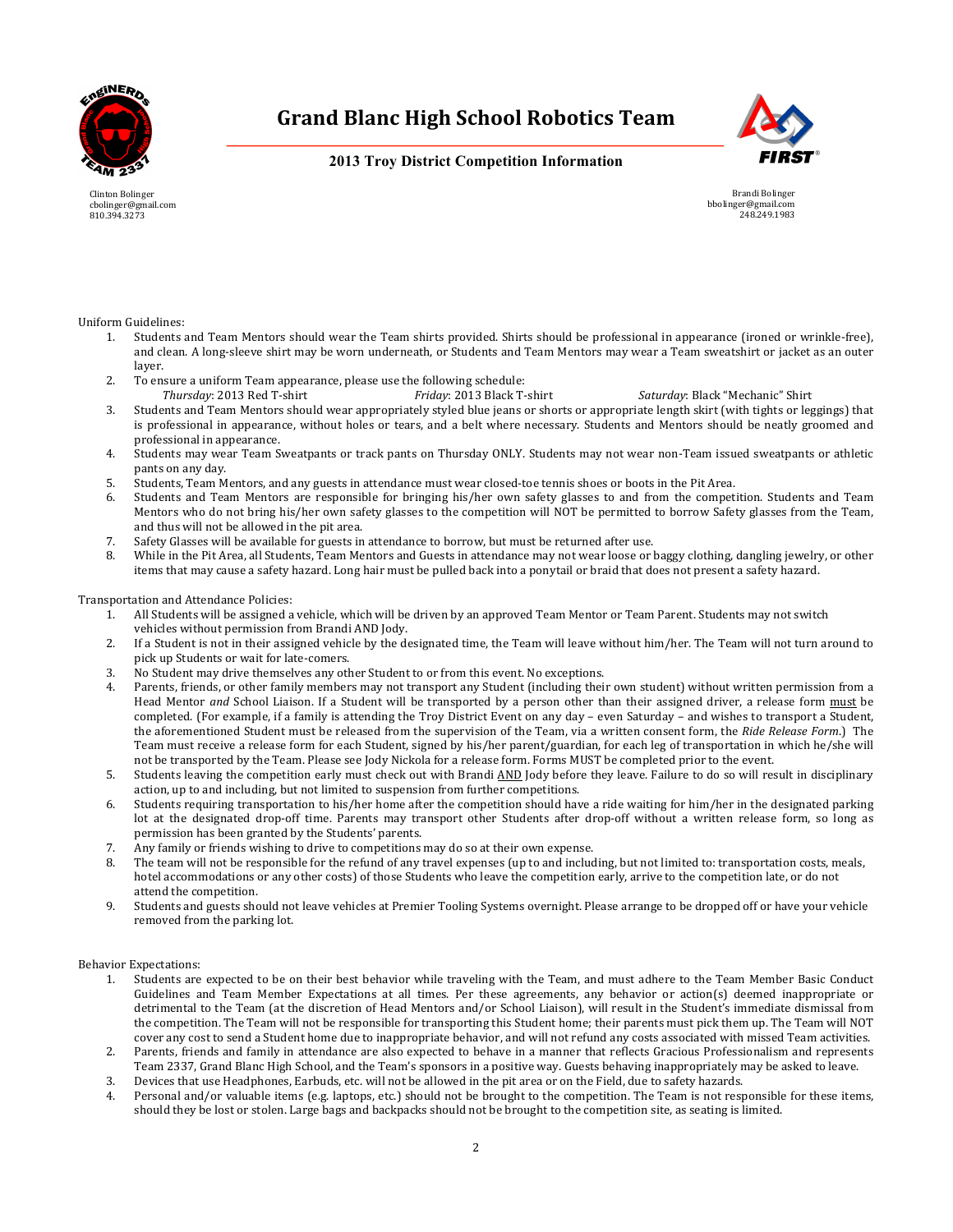# Grand Blanc High School Robotics Team

## 2013 Troy District Competition Information

Clinton Bolinger
cbolinger@gmail.com
810.394.3273

Brandi Bolinger
bbolinger@gmail.com
248.249.1983

Uniform Guidelines:

1. Students and Team Mentors should wear the Team shirts provided. Shirts should be professional in appearance (ironed or wrinkle-free), and clean. A long-sleeve shirt may be worn underneath, or Students and Team Mentors may wear a Team sweatshirt or jacket as an outer layer.
2. To ensure a uniform Team appearance, please use the following schedule:
   *Thursday*: 2013 Red T-shirt *Friday*: 2013 Black T-shirt *Saturday*: Black "Mechanic" Shirt
3. Students and Team Mentors should wear appropriately styled blue jeans or shorts or appropriate length skirt (with tights or leggings) that is professional in appearance, without holes or tears, and a belt where necessary. Students and Mentors should be neatly groomed and professional in appearance.
4. Students may wear Team Sweatpants or track pants on Thursday ONLY. Students may not wear non-Team issued sweatpants or athletic pants on any day.
5. Students, Team Mentors, and any guests in attendance must wear closed-toe tennis shoes or boots in the Pit Area.
6. Students and Team Mentors are responsible for bringing his/her own safety glasses to and from the competition. Students and Team Mentors who do not bring his/her own safety glasses to the competition will NOT be permitted to borrow Safety glasses from the Team, and thus will not be allowed in the pit area.
7. Safety Glasses will be available for guests in attendance to borrow, but must be returned after use.
8. While in the Pit Area, all Students, Team Mentors and Guests in attendance may not wear loose or baggy clothing, dangling jewelry, or other items that may cause a safety hazard. Long hair must be pulled back into a ponytail or braid that does not present a safety hazard.

Transportation and Attendance Policies:

1. All Students will be assigned a vehicle, which will be driven by an approved Team Mentor or Team Parent. Students may not switch vehicles without permission from Brandi AND Jody.
2. If a Student is not in their assigned vehicle by the designated time, the Team will leave without him/her. The Team will not turn around to pick up Students or wait for late-comers.
3. No Student may drive themselves any other Student to or from this event. No exceptions.
4. Parents, friends, or other family members may not transport any Student (including their own student) without written permission from a Head Mentor *and* School Liaison. If a Student will be transported by a person other than their assigned driver, a release form <u>must</u> be completed. (For example, if a family is attending the Troy District Event on any day – even Saturday – and wishes to transport a Student, the aforementioned Student must be released from the supervision of the Team, via a written consent form, the *Ride Release Form*.) The Team must receive a release form for each Student, signed by his/her parent/guardian, for each leg of transportation in which he/she will not be transported by the Team. Please see Jody Nickola for a release form. Forms MUST be completed prior to the event.
5. Students leaving the competition early must check out with Brandi <u>AND</u> Jody before they leave. Failure to do so will result in disciplinary action, up to and including, but not limited to suspension from further competitions.
6. Students requiring transportation to his/her home after the competition should have a ride waiting for him/her in the designated parking lot at the designated drop-off time. Parents may transport other Students after drop-off without a written release form, so long as permission has been granted by the Students' parents.
7. Any family or friends wishing to drive to competitions may do so at their own expense.
8. The team will not be responsible for the refund of any travel expenses (up to and including, but not limited to: transportation costs, meals, hotel accommodations or any other costs) of those Students who leave the competition early, arrive to the competition late, or do not attend the competition.
9. Students and guests should not leave vehicles at Premier Tooling Systems overnight. Please arrange to be dropped off or have your vehicle removed from the parking lot.

Behavior Expectations:

1. Students are expected to be on their best behavior while traveling with the Team, and must adhere to the Team Member Basic Conduct Guidelines and Team Member Expectations at all times. Per these agreements, any behavior or action(s) deemed inappropriate or detrimental to the Team (at the discretion of Head Mentors and/or School Liaison), will result in the Student's immediate dismissal from the competition. The Team will not be responsible for transporting this Student home; their parents must pick them up. The Team will NOT cover any cost to send a Student home due to inappropriate behavior, and will not refund any costs associated with missed Team activities.
2. Parents, friends and family in attendance are also expected to behave in a manner that reflects Gracious Professionalism and represents Team 2337, Grand Blanc High School, and the Team's sponsors in a positive way. Guests behaving inappropriately may be asked to leave.
3. Devices that use Headphones, Earbuds, etc. will not be allowed in the pit area or on the Field, due to safety hazards.
4. Personal and/or valuable items (e.g. laptops, etc.) should not be brought to the competition. The Team is not responsible for these items, should they be lost or stolen. Large bags and backpacks should not be brought to the competition site, as seating is limited.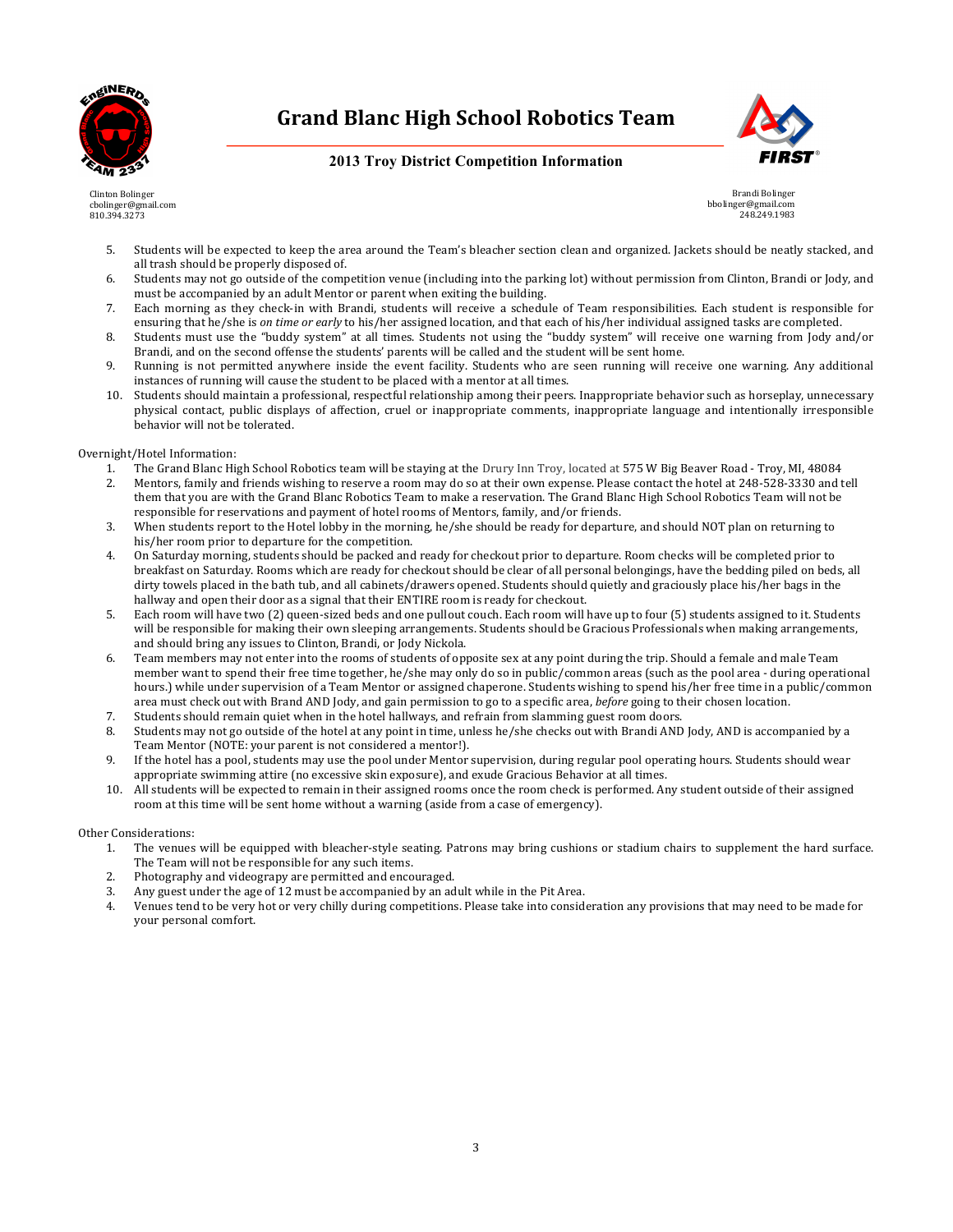# Grand Blanc High School Robotics Team

## 2013 Troy District Competition Information

Clinton Bolinger
cbolinger@gmail.com
810.394.3273

Brandi Bolinger
bbolinger@gmail.com
248.249.1983

5. Students will be expected to keep the area around the Team's bleacher section clean and organized. Jackets should be neatly stacked, and all trash should be properly disposed of.
6. Students may not go outside of the competition venue (including into the parking lot) without permission from Clinton, Brandi or Jody, and must be accompanied by an adult Mentor or parent when exiting the building.
7. Each morning as they check-in with Brandi, students will receive a schedule of Team responsibilities. Each student is responsible for ensuring that he/she is *on time or early* to his/her assigned location, and that each of his/her individual assigned tasks are completed.
8. Students must use the "buddy system" at all times. Students not using the "buddy system" will receive one warning from Jody and/or Brandi, and on the second offense the students' parents will be called and the student will be sent home.
9. Running is not permitted anywhere inside the event facility. Students who are seen running will receive one warning. Any additional instances of running will cause the student to be placed with a mentor at all times.
10. Students should maintain a professional, respectful relationship among their peers. Inappropriate behavior such as horseplay, unnecessary physical contact, public displays of affection, cruel or inappropriate comments, inappropriate language and intentionally irresponsible behavior will not be tolerated.

Overnight/Hotel Information:

1. The Grand Blanc High School Robotics team will be staying at the Drury Inn Troy, located at 575 W Big Beaver Road - Troy, MI, 48084
2. Mentors, family and friends wishing to reserve a room may do so at their own expense. Please contact the hotel at 248-528-3330 and tell them that you are with the Grand Blanc Robotics Team to make a reservation. The Grand Blanc High School Robotics Team will not be responsible for reservations and payment of hotel rooms of Mentors, family, and/or friends.
3. When students report to the Hotel lobby in the morning, he/she should be ready for departure, and should NOT plan on returning to his/her room prior to departure for the competition.
4. On Saturday morning, students should be packed and ready for checkout prior to departure. Room checks will be completed prior to breakfast on Saturday. Rooms which are ready for checkout should be clear of all personal belongings, have the bedding piled on beds, all dirty towels placed in the bath tub, and all cabinets/drawers opened. Students should quietly and graciously place his/her bags in the hallway and open their door as a signal that their ENTIRE room is ready for checkout.
5. Each room will have two (2) queen-sized beds and one pullout couch. Each room will have up to four (5) students assigned to it. Students will be responsible for making their own sleeping arrangements. Students should be Gracious Professionals when making arrangements, and should bring any issues to Clinton, Brandi, or Jody Nickola.
6. Team members may not enter into the rooms of students of opposite sex at any point during the trip. Should a female and male Team member want to spend their free time together, he/she may only do so in public/common areas (such as the pool area - during operational hours.) while under supervision of a Team Mentor or assigned chaperone. Students wishing to spend his/her free time in a public/common area must check out with Brand AND Jody, and gain permission to go to a specific area, *before* going to their chosen location.
7. Students should remain quiet when in the hotel hallways, and refrain from slamming guest room doors.
8. Students may not go outside of the hotel at any point in time, unless he/she checks out with Brandi AND Jody, AND is accompanied by a Team Mentor (NOTE: your parent is not considered a mentor!).
9. If the hotel has a pool, students may use the pool under Mentor supervision, during regular pool operating hours. Students should wear appropriate swimming attire (no excessive skin exposure), and exude Gracious Behavior at all times.
10. All students will be expected to remain in their assigned rooms once the room check is performed. Any student outside of their assigned room at this time will be sent home without a warning (aside from a case of emergency).

Other Considerations:

1. The venues will be equipped with bleacher-style seating. Patrons may bring cushions or stadium chairs to supplement the hard surface. The Team will not be responsible for any such items.
2. Photography and videograpy are permitted and encouraged.
3. Any guest under the age of 12 must be accompanied by an adult while in the Pit Area.
4. Venues tend to be very hot or very chilly during competitions. Please take into consideration any provisions that may need to be made for your personal comfort.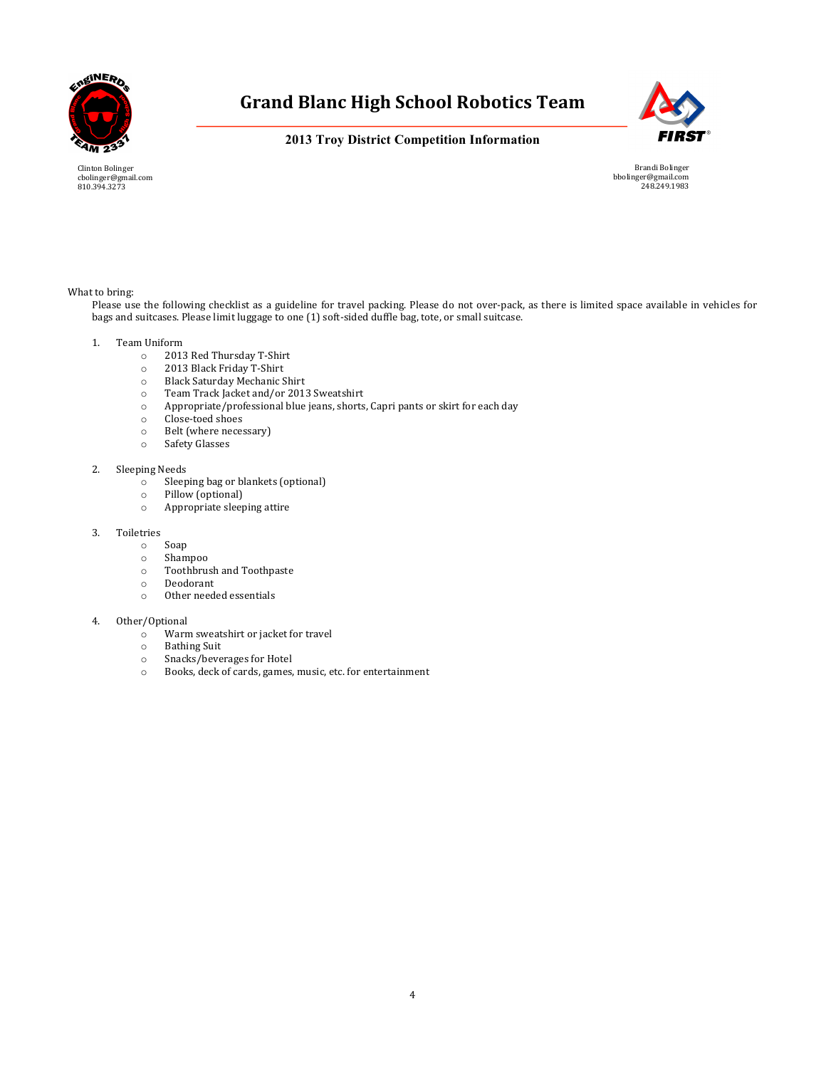# Grand Blanc High School Robotics Team

## 2013 Troy District Competition Information

Clinton Bolinger
cbolinger@gmail.com
810.394.3273

Brandi Bolinger
bbolinger@gmail.com
248.249.1983

What to bring:

Please use the following checklist as a guideline for travel packing. Please do not over-pack, as there is limited space available in vehicles for bags and suitcases. Please limit luggage to one (1) soft-sided duffle bag, tote, or small suitcase.

1. Team Uniform
   - 2013 Red Thursday T-Shirt
   - 2013 Black Friday T-Shirt
   - Black Saturday Mechanic Shirt
   - Team Track Jacket and/or 2013 Sweatshirt
   - Appropriate/professional blue jeans, shorts, Capri pants or skirt for each day
   - Close-toed shoes
   - Belt (where necessary)
   - Safety Glasses

2. Sleeping Needs
   - Sleeping bag or blankets (optional)
   - Pillow (optional)
   - Appropriate sleeping attire

3. Toiletries
   - Soap
   - Shampoo
   - Toothbrush and Toothpaste
   - Deodorant
   - Other needed essentials

4. Other/Optional
   - Warm sweatshirt or jacket for travel
   - Bathing Suit
   - Snacks/beverages for Hotel
   - Books, deck of cards, games, music, etc. for entertainment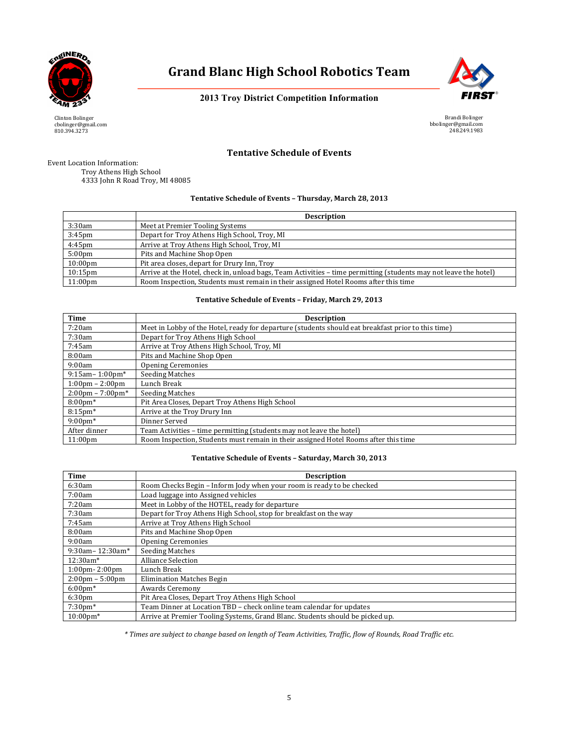# Grand Blanc High School Robotics Team

### 2013 Troy District Competition Information

Clinton Bolinger
cbolinger@gmail.com
810.394.3273

Brandi Bolinger
bbolinger@gmail.com
248.249.1983

## Tentative Schedule of Events

Event Location Information:
Troy Athens High School
4333 John R Road Troy, MI 48085

**Tentative Schedule of Events – Thursday, March 28, 2013**

| | Description |
|---|---|
| 3:30am | Meet at Premier Tooling Systems |
| 3:45pm | Depart for Troy Athens High School, Troy, MI |
| 4:45pm | Arrive at Troy Athens High School, Troy, MI |
| 5:00pm | Pits and Machine Shop Open |
| 10:00pm | Pit area closes, depart for Drury Inn, Troy |
| 10:15pm | Arrive at the Hotel, check in, unload bags, Team Activities – time permitting (students may not leave the hotel) |
| 11:00pm | Room Inspection, Students must remain in their assigned Hotel Rooms after this time |

**Tentative Schedule of Events – Friday, March 29, 2013**

| Time | Description |
|---|---|
| 7:20am | Meet in Lobby of the Hotel, ready for departure (students should eat breakfast prior to this time) |
| 7:30am | Depart for Troy Athens High School |
| 7:45am | Arrive at Troy Athens High School, Troy, MI |
| 8:00am | Pits and Machine Shop Open |
| 9:00am | Opening Ceremonies |
| 9:15am– 1:00pm* | Seeding Matches |
| 1:00pm – 2:00pm | Lunch Break |
| 2:00pm – 7:00pm* | Seeding Matches |
| 8:00pm* | Pit Area Closes, Depart Troy Athens High School |
| 8:15pm* | Arrive at the Troy Drury Inn |
| 9:00pm* | Dinner Served |
| After dinner | Team Activities – time permitting (students may not leave the hotel) |
| 11:00pm | Room Inspection, Students must remain in their assigned Hotel Rooms after this time |

**Tentative Schedule of Events – Saturday, March 30, 2013**

| Time | Description |
|---|---|
| 6:30am | Room Checks Begin – Inform Jody when your room is ready to be checked |
| 7:00am | Load luggage into Assigned vehicles |
| 7:20am | Meet in Lobby of the HOTEL, ready for departure |
| 7:30am | Depart for Troy Athens High School, stop for breakfast on the way |
| 7:45am | Arrive at Troy Athens High School |
| 8:00am | Pits and Machine Shop Open |
| 9:00am | Opening Ceremonies |
| 9:30am– 12:30am* | Seeding Matches |
| 12:30am* | Alliance Selection |
| 1:00pm- 2:00pm | Lunch Break |
| 2:00pm – 5:00pm | Elimination Matches Begin |
| 6:00pm* | Awards Ceremony |
| 6:30pm | Pit Area Closes, Depart Troy Athens High School |
| 7:30pm* | Team Dinner at Location TBD – check online team calendar for updates |
| 10:00pm* | Arrive at Premier Tooling Systems, Grand Blanc. Students should be picked up. |

*\* Times are subject to change based on length of Team Activities, Traffic, flow of Rounds, Road Traffic etc.*